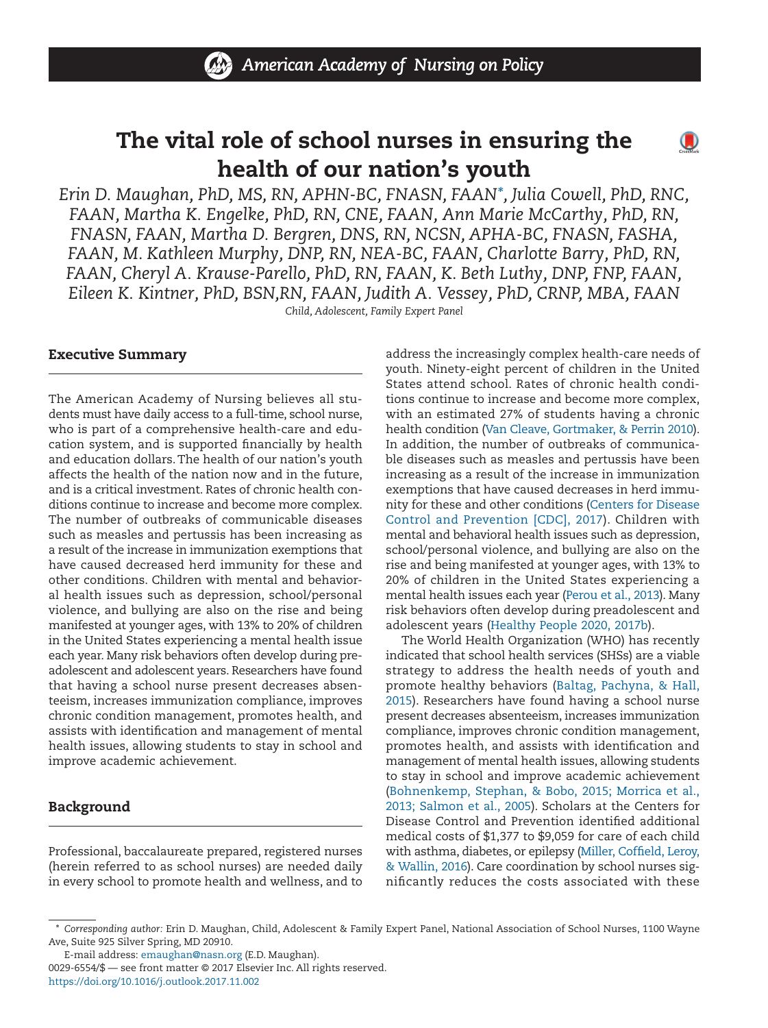# The vital role of school nurses in ensuring the health of our nation's youth

*Erin D. Maughan, PhD, MS, RN, APHN-BC, FNASN, FAAN*, Julia Cowell, PhD, RNC, FAAN, Martha K. Engelke, PhD, RN, CNE, FAAN, Ann Marie McCarthy, PhD, RN, FNASN, FAAN, Martha D. Bergren, DNS, RN, NCSN, APHA-BC, FNASN, FASHA, FAAN, M. Kathleen Murphy, DNP, RN, NEA-BC, FAAN, Charlotte Barry, PhD, RN, FAAN, Cheryl A. Krause-Parello, PhD, RN, FAAN, K. Beth Luthy, DNP, FNP, FAAN, Eileen K. Kintner, PhD, BSN,RN, FAAN, Judith A. Vessey, PhD, CRNP, MBA, FAAN*

*Child, Adolescent, Family Expert Panel*

## Executive Summary

The American Academy of Nursing believes all students must have daily access to a full-time, school nurse, who is part of a comprehensive health-care and education system, and is supported financially by health and education dollars. The health of our nation's youth affects the health of the nation now and in the future, and is a critical investment. Rates of chronic health conditions continue to increase and become more complex. The number of outbreaks of communicable diseases such as measles and pertussis has been increasing as a result of the increase in immunization exemptions that have caused decreased herd immunity for these and other conditions. Children with mental and behavioral health issues such as depression, school/personal violence, and bullying are also on the rise and being manifested at younger ages, with 13% to 20% of children in the United States experiencing a mental health issue each year. Many risk behaviors often develop during preadolescent and adolescent years. Researchers have found that having a school nurse present decreases absenteeism, increases immunization compliance, improves chronic condition management, promotes health, and assists with identification and management of mental health issues, allowing students to stay in school and improve academic achievement.

## Background

Professional, baccalaureate prepared, registered nurses (herein referred to as school nurses) are needed daily in every school to promote health and wellness, and to address the increasingly complex health-care needs of youth. Ninety-eight percent of children in the United States attend school. Rates of chronic health conditions continue to increase and become more complex, with an estimated 27% of students having a chronic health condition (Van Cleave, Gortmaker, & Perrin 2010). In addition, the number of outbreaks of communicable diseases such as measles and pertussis have been increasing as a result of the increase in immunization exemptions that have caused decreases in herd immunity for these and other conditions (Centers for Disease Control and Prevention [CDC], 2017). Children with mental and behavioral health issues such as depression, school/personal violence, and bullying are also on the rise and being manifested at younger ages, with 13% to 20% of children in the United States experiencing a mental health issues each year (Perou et al., 2013). Many risk behaviors often develop during preadolescent and adolescent years (Healthy People 2020, 2017b).

The World Health Organization (WHO) has recently indicated that school health services (SHSs) are a viable strategy to address the health needs of youth and promote healthy behaviors (Baltag, Pachyna, & Hall, 2015). Researchers have found having a school nurse present decreases absenteeism, increases immunization compliance, improves chronic condition management, promotes health, and assists with identification and management of mental health issues, allowing students to stay in school and improve academic achievement (Bohnenkemp, Stephan, & Bobo, 2015; Morrica et al., 2013; Salmon et al., 2005). Scholars at the Centers for Disease Control and Prevention identified additional medical costs of $1,377 to $9,059 for care of each child with asthma, diabetes, or epilepsy (Miller, Coffield, Leroy, & Wallin, 2016). Care coordination by school nurses significantly reduces the costs associated with these

\* *Corresponding author:* Erin D. Maughan, Child, Adolescent & Family Expert Panel, National Association of School Nurses, 1100 Wayne Ave, Suite 925 Silver Spring, MD 20910.

E-mail address: emaughan@nasn.org (E.D. Maughan).

0029-6554/$ — see front matter © 2017 Elsevier Inc. All rights reserved.
https://doi.org/10.1016/j.outlook.2017.11.002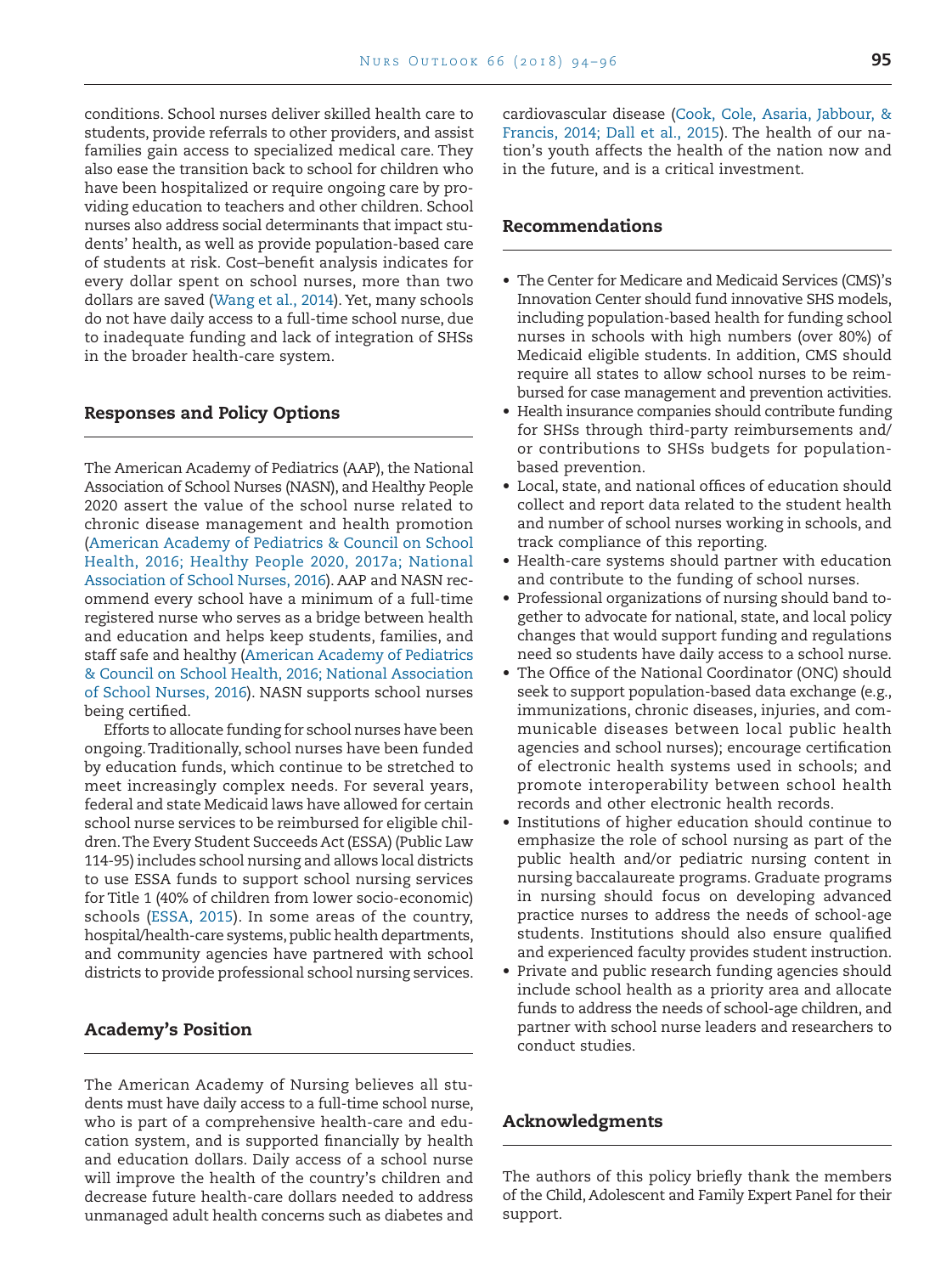conditions. School nurses deliver skilled health care to students, provide referrals to other providers, and assist families gain access to specialized medical care. They also ease the transition back to school for children who have been hospitalized or require ongoing care by providing education to teachers and other children. School nurses also address social determinants that impact students' health, as well as provide population-based care of students at risk. Cost–benefit analysis indicates for every dollar spent on school nurses, more than two dollars are saved (Wang et al., 2014). Yet, many schools do not have daily access to a full-time school nurse, due to inadequate funding and lack of integration of SHSs in the broader health-care system.

## Responses and Policy Options

The American Academy of Pediatrics (AAP), the National Association of School Nurses (NASN), and Healthy People 2020 assert the value of the school nurse related to chronic disease management and health promotion (American Academy of Pediatrics & Council on School Health, 2016; Healthy People 2020, 2017a; National Association of School Nurses, 2016). AAP and NASN recommend every school have a minimum of a full-time registered nurse who serves as a bridge between health and education and helps keep students, families, and staff safe and healthy (American Academy of Pediatrics & Council on School Health, 2016; National Association of School Nurses, 2016). NASN supports school nurses being certified.

Efforts to allocate funding for school nurses have been ongoing. Traditionally, school nurses have been funded by education funds, which continue to be stretched to meet increasingly complex needs. For several years, federal and state Medicaid laws have allowed for certain school nurse services to be reimbursed for eligible children. The Every Student Succeeds Act (ESSA) (Public Law 114-95) includes school nursing and allows local districts to use ESSA funds to support school nursing services for Title 1 (40% of children from lower socio-economic) schools (ESSA, 2015). In some areas of the country, hospital/health-care systems, public health departments, and community agencies have partnered with school districts to provide professional school nursing services.

## Academy's Position

The American Academy of Nursing believes all students must have daily access to a full-time school nurse, who is part of a comprehensive health-care and education system, and is supported financially by health and education dollars. Daily access of a school nurse will improve the health of the country's children and decrease future health-care dollars needed to address unmanaged adult health concerns such as diabetes and cardiovascular disease (Cook, Cole, Asaria, Jabbour, & Francis, 2014; Dall et al., 2015). The health of our nation's youth affects the health of the nation now and in the future, and is a critical investment.

## Recommendations

- The Center for Medicare and Medicaid Services (CMS)'s Innovation Center should fund innovative SHS models, including population-based health for funding school nurses in schools with high numbers (over 80%) of Medicaid eligible students. In addition, CMS should require all states to allow school nurses to be reimbursed for case management and prevention activities.
- Health insurance companies should contribute funding for SHSs through third-party reimbursements and/or contributions to SHSs budgets for population-based prevention.
- Local, state, and national offices of education should collect and report data related to the student health and number of school nurses working in schools, and track compliance of this reporting.
- Health-care systems should partner with education and contribute to the funding of school nurses.
- Professional organizations of nursing should band together to advocate for national, state, and local policy changes that would support funding and regulations need so students have daily access to a school nurse.
- The Office of the National Coordinator (ONC) should seek to support population-based data exchange (e.g., immunizations, chronic diseases, injuries, and communicable diseases between local public health agencies and school nurses); encourage certification of electronic health systems used in schools; and promote interoperability between school health records and other electronic health records.
- Institutions of higher education should continue to emphasize the role of school nursing as part of the public health and/or pediatric nursing content in nursing baccalaureate programs. Graduate programs in nursing should focus on developing advanced practice nurses to address the needs of school-age students. Institutions should also ensure qualified and experienced faculty provides student instruction.
- Private and public research funding agencies should include school health as a priority area and allocate funds to address the needs of school-age children, and partner with school nurse leaders and researchers to conduct studies.

## Acknowledgments

The authors of this policy briefly thank the members of the Child, Adolescent and Family Expert Panel for their support.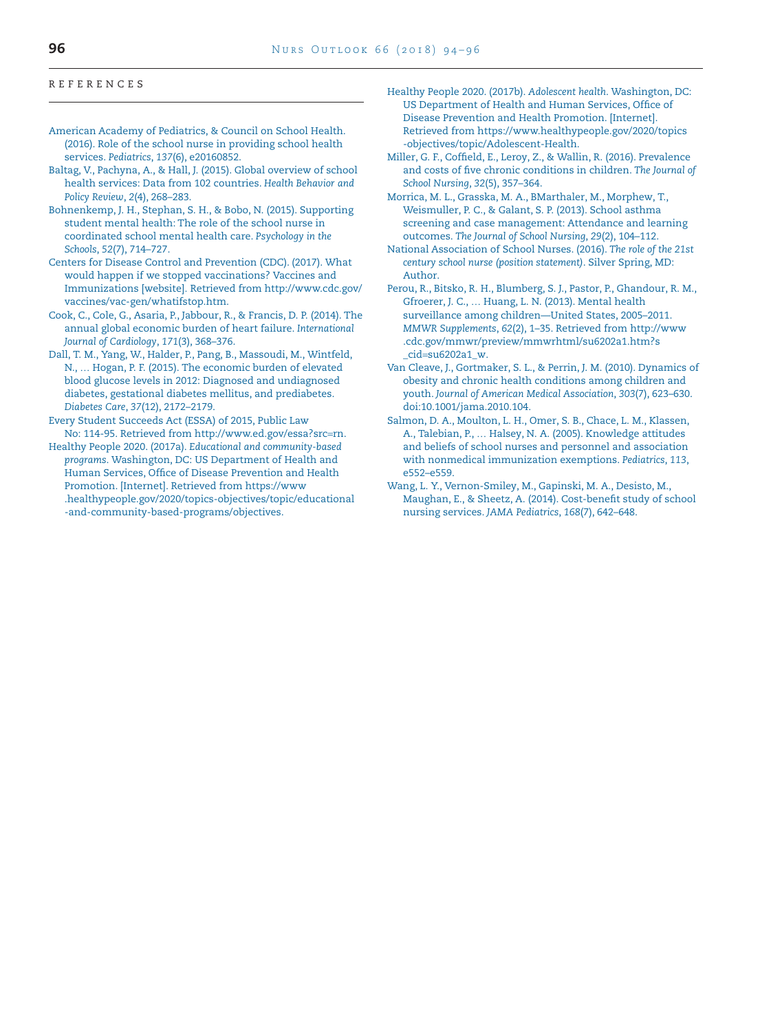## REFERENCES

American Academy of Pediatrics, & Council on School Health. (2016). Role of the school nurse in providing school health services. *Pediatrics*, *137*(6), e20160852.

Baltag, V., Pachyna, A., & Hall, J. (2015). Global overview of school health services: Data from 102 countries. *Health Behavior and Policy Review*, 2(4), 268–283.

Bohnenkemp, J. H., Stephan, S. H., & Bobo, N. (2015). Supporting student mental health: The role of the school nurse in coordinated school mental health care. *Psychology in the Schools*, 52(7), 714–727.

Centers for Disease Control and Prevention (CDC). (2017). What would happen if we stopped vaccinations? Vaccines and Immunizations [website]. Retrieved from http://www.cdc.gov/vaccines/vac-gen/whatifstop.htm.

Cook, C., Cole, G., Asaria, P., Jabbour, R., & Francis, D. P. (2014). The annual global economic burden of heart failure. *International Journal of Cardiology*, *171*(3), 368–376.

Dall, T. M., Yang, W., Halder, P., Pang, B., Massoudi, M., Wintfeld, N., … Hogan, P. F. (2015). The economic burden of elevated blood glucose levels in 2012: Diagnosed and undiagnosed diabetes, gestational diabetes mellitus, and prediabetes. *Diabetes Care*, *37*(12), 2172–2179.

Every Student Succeeds Act (ESSA) of 2015, Public Law No: 114-95. Retrieved from http://www.ed.gov/essa?src=rn.

Healthy People 2020. (2017a). *Educational and community-based programs*. Washington, DC: US Department of Health and Human Services, Office of Disease Prevention and Health Promotion. [Internet]. Retrieved from https://www.healthypeople.gov/2020/topics-objectives/topic/educational-and-community-based-programs/objectives.

Healthy People 2020. (2017b). *Adolescent health*. Washington, DC: US Department of Health and Human Services, Office of Disease Prevention and Health Promotion. [Internet]. Retrieved from https://www.healthypeople.gov/2020/topics-objectives/topic/Adolescent-Health.

Miller, G. F., Coffield, E., Leroy, Z., & Wallin, R. (2016). Prevalence and costs of five chronic conditions in children. *The Journal of School Nursing*, *32*(5), 357–364.

Morrica, M. L., Grasska, M. A., BMarthaler, M., Morphew, T., Weismuller, P. C., & Galant, S. P. (2013). School asthma screening and case management: Attendance and learning outcomes. *The Journal of School Nursing*, *29*(2), 104–112.

National Association of School Nurses. (2016). *The role of the 21st century school nurse (position statement)*. Silver Spring, MD: Author.

Perou, R., Bitsko, R. H., Blumberg, S. J., Pastor, P., Ghandour, R. M., Gfroerer, J. C., … Huang, L. N. (2013). Mental health surveillance among children—United States, 2005–2011. *MMWR Supplements*, *62*(2), 1–35. Retrieved from http://www.cdc.gov/mmwr/preview/mmwrhtml/su6202a1.htm?s_cid=su6202a1_w.

Van Cleave, J., Gortmaker, S. L., & Perrin, J. M. (2010). Dynamics of obesity and chronic health conditions among children and youth. *Journal of American Medical Association*, *303*(7), 623–630. doi:10.1001/jama.2010.104.

Salmon, D. A., Moulton, L. H., Omer, S. B., Chace, L. M., Klassen, A., Talebian, P., … Halsey, N. A. (2005). Knowledge attitudes and beliefs of school nurses and personnel and association with nonmedical immunization exemptions. *Pediatrics*, *113*, e552–e559.

Wang, L. Y., Vernon-Smiley, M., Gapinski, M. A., Desisto, M., Maughan, E., & Sheetz, A. (2014). Cost-benefit study of school nursing services. *JAMA Pediatrics*, *168*(7), 642–648.